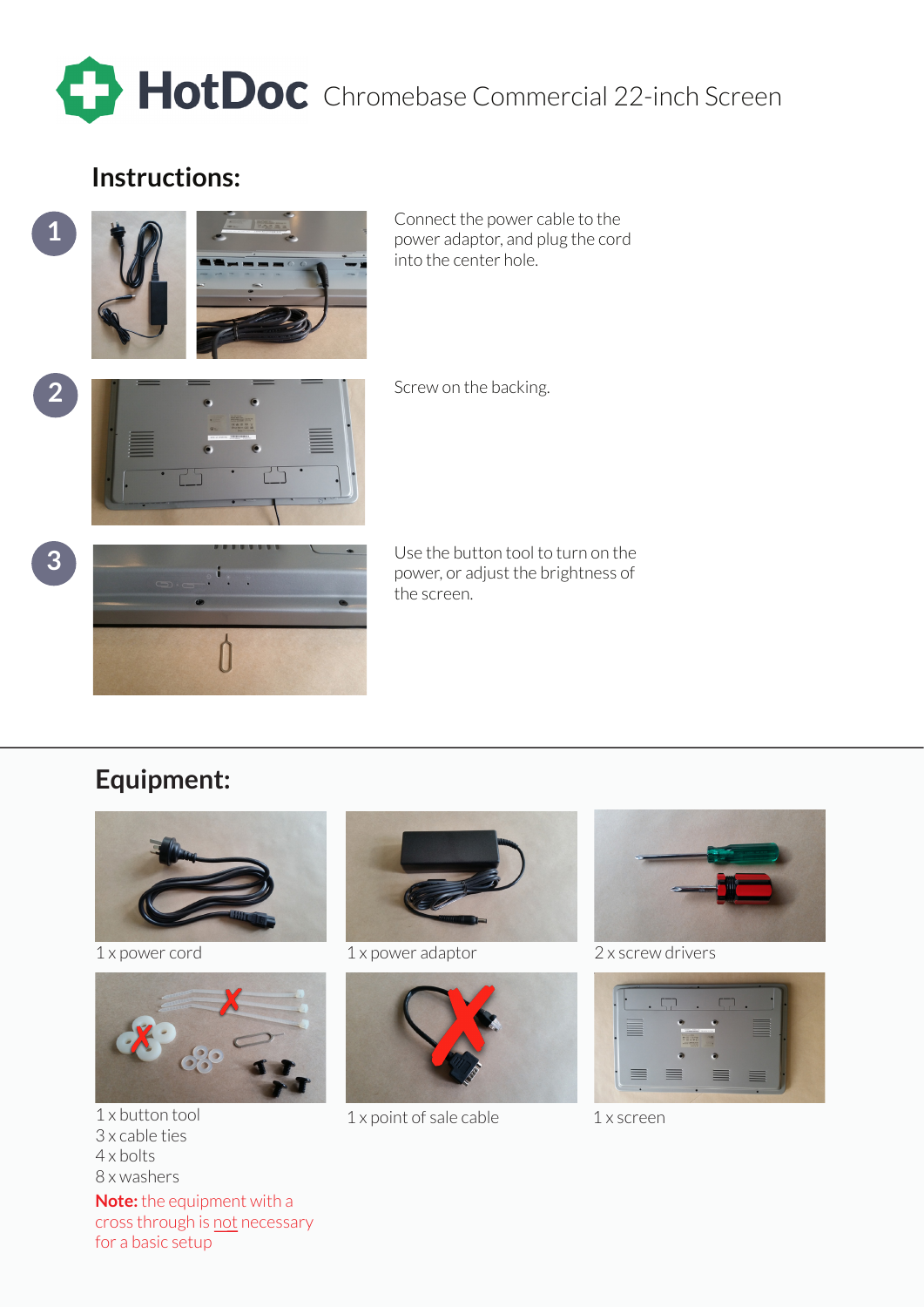# HotDoc Chromebase Commercial 22-inch Screen

## Instructions:

1. Connect the power cable to the power adaptor, and plug the cord into the center hole.
2. Screw on the backing.
3. Use the button tool to turn on the power, or adjust the brightness of the screen.

## Equipment:

- 1 x power cord
- 1 x power adaptor
- 2 x screw drivers
- 1 x button tool
- 3 x cable ties
- 4 x bolts
- 8 x washers
- 1 x point of sale cable
- 1 x screen

**Note:** the equipment with a cross through is not necessary for a basic setup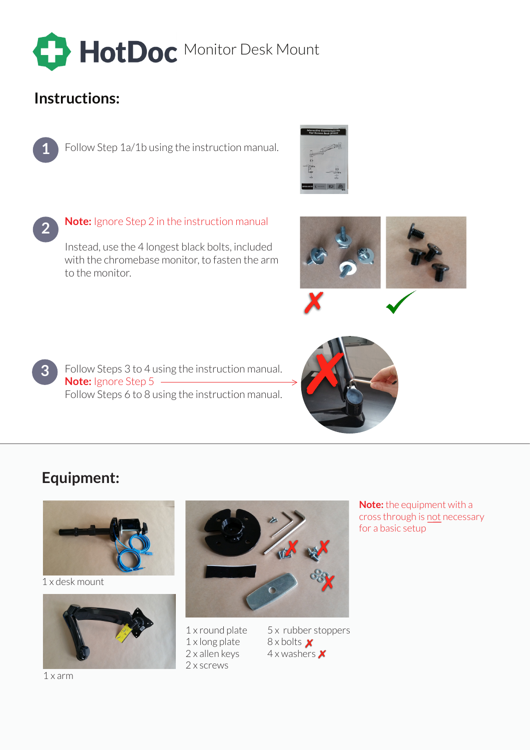# HotDoc Monitor Desk Mount

## Instructions:

1. Follow Step 1a/1b using the instruction manual.

2. **Note:** Ignore Step 2 in the instruction manual

   Instead, use the 4 longest black bolts, included with the chromebase monitor, to fasten the arm to the monitor.

3. Follow Steps 3 to 4 using the instruction manual.
   **Note:** Ignore Step 5
   Follow Steps 6 to 8 using the instruction manual.

## Equipment:

1 x desk mount

1 x arm

1 x round plate
1 x long plate
2 x allen keys
2 x screws

5 x rubber stoppers
8 x bolts ✗
4 x washers ✗

**Note:** the equipment with a cross through is not necessary for a basic setup